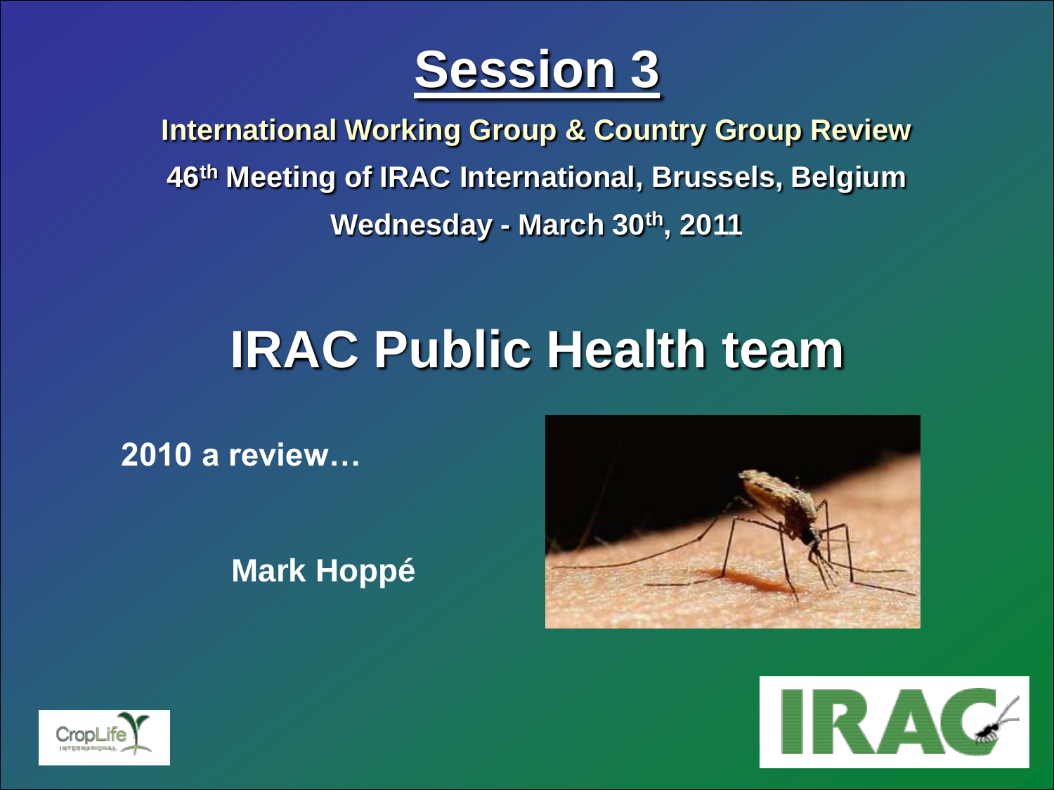# Session 3

**International Working Group & Country Group Review**

**46th Meeting of IRAC International, Brussels, Belgium**

**Wednesday - March 30th, 2011**

# IRAC Public Health team

**2010 a review…**

**Mark Hoppé**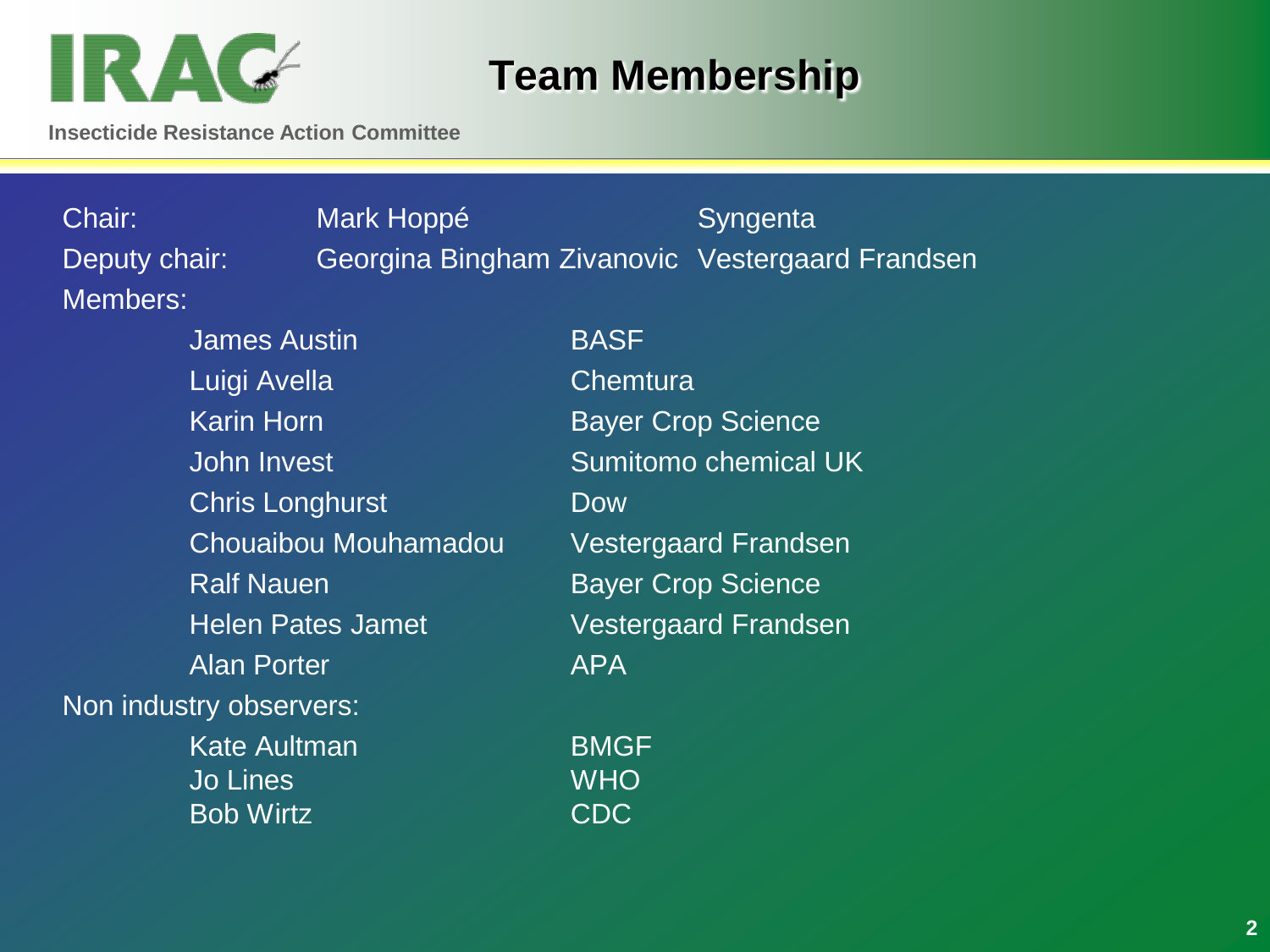# Team Membership

Insecticide Resistance Action Committee

| Role | Name | Organisation |
| --- | --- | --- |
| Chair: | Mark Hoppé | Syngenta |
| Deputy chair: | Georgina Bingham Zivanovic | Vestergaard Frandsen |
| Members: | | |
| | James Austin | BASF |
| | Luigi Avella | Chemtura |
| | Karin Horn | Bayer Crop Science |
| | John Invest | Sumitomo chemical UK |
| | Chris Longhurst | Dow |
| | Chouaibou Mouhamadou | Vestergaard Frandsen |
| | Ralf Nauen | Bayer Crop Science |
| | Helen Pates Jamet | Vestergaard Frandsen |
| | Alan Porter | APA |
| Non industry observers: | | |
| | Kate Aultman | BMGF |
| | Jo Lines | WHO |
| | Bob Wirtz | CDC |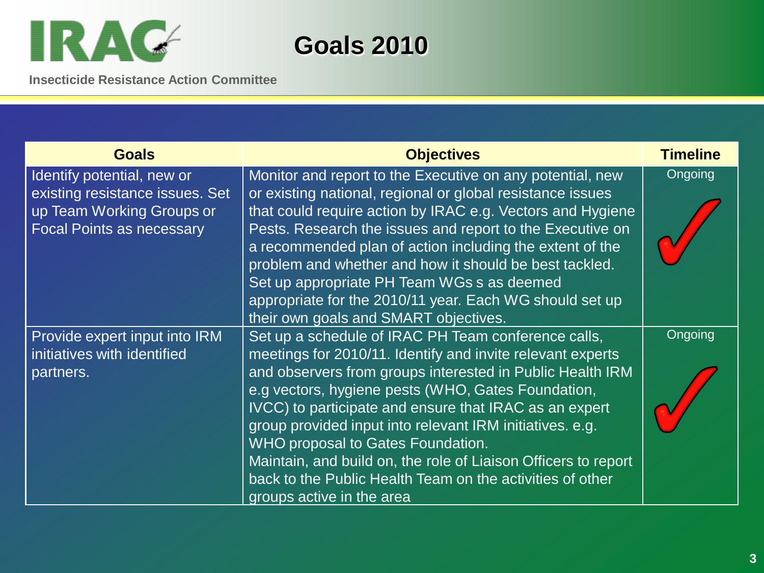# Goals 2010

| Goals | Objectives | Timeline |
|---|---|---|
| Identify potential, new or existing resistance issues. Set up Team Working Groups or Focal Points as necessary | Monitor and report to the Executive on any potential, new or existing national, regional or global resistance issues that could require action by IRAC e.g. Vectors and Hygiene Pests. Research the issues and report to the Executive on a recommended plan of action including the extent of the problem and whether and how it should be best tackled. Set up appropriate PH Team WGs s as deemed appropriate for the 2010/11 year. Each WG should set up their own goals and SMART objectives. | Ongoing ✓ |
| Provide expert input into IRM initiatives with identified partners. | Set up a schedule of IRAC PH Team conference calls, meetings for 2010/11. Identify and invite relevant experts and observers from groups interested in Public Health IRM e.g vectors, hygiene pests (WHO, Gates Foundation, IVCC) to participate and ensure that IRAC as an expert group provided input into relevant IRM initiatives. e.g. WHO proposal to Gates Foundation.<br>Maintain, and build on, the role of Liaison Officers to report back to the Public Health Team on the activities of other groups active in the area | Ongoing ✓ |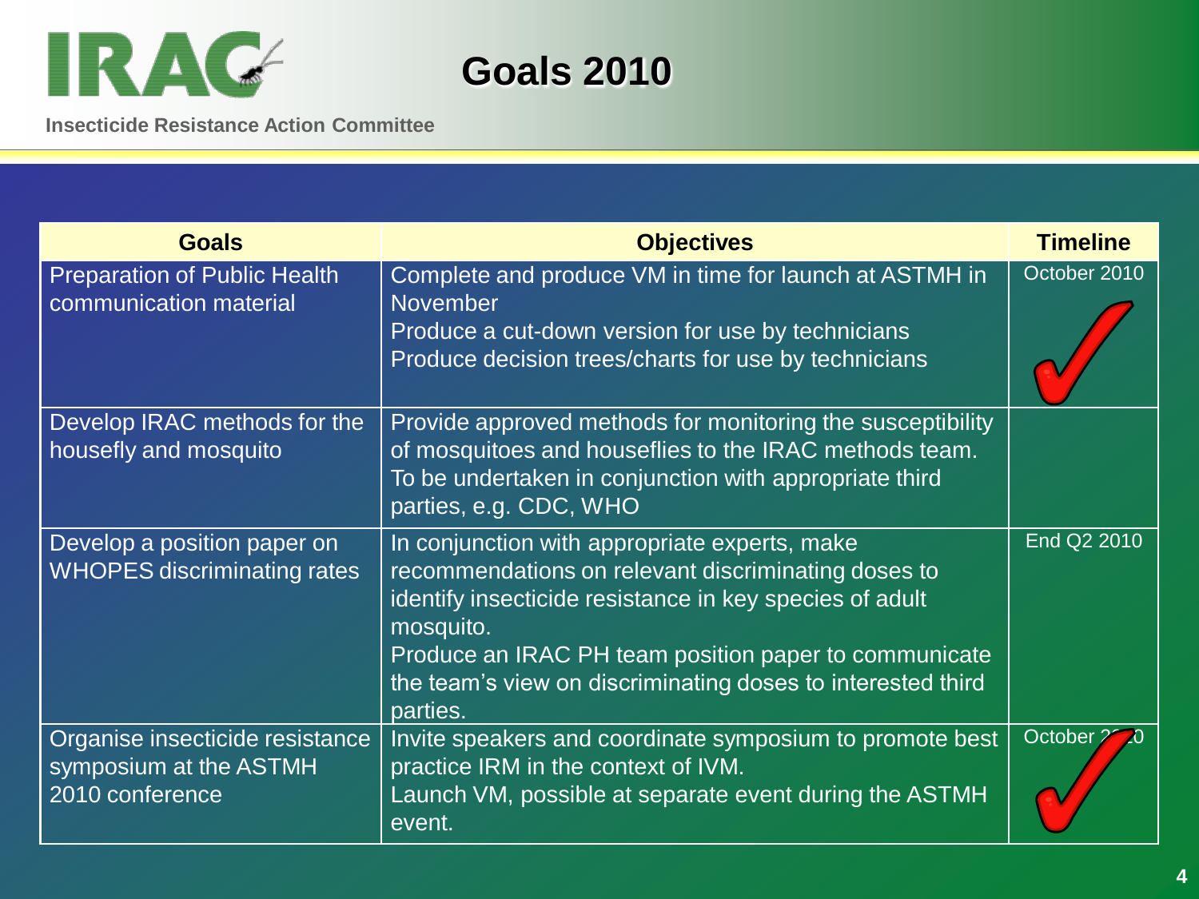# Goals 2010

Insecticide Resistance Action Committee

| Goals | Objectives | Timeline |
|---|---|---|
| Preparation of Public Health communication material | Complete and produce VM in time for launch at ASTMH in November<br>Produce a cut-down version for use by technicians<br>Produce decision trees/charts for use by technicians | October 2010 ✓ |
| Develop IRAC methods for the housefly and mosquito | Provide approved methods for monitoring the susceptibility of mosquitoes and houseflies to the IRAC methods team. To be undertaken in conjunction with appropriate third parties, e.g. CDC, WHO | |
| Develop a position paper on WHOPES discriminating rates | In conjunction with appropriate experts, make recommendations on relevant discriminating doses to identify insecticide resistance in key species of adult mosquito.<br>Produce an IRAC PH team position paper to communicate the team's view on discriminating doses to interested third parties. | End Q2 2010 |
| Organise insecticide resistance symposium at the ASTMH 2010 conference | Invite speakers and coordinate symposium to promote best practice IRM in the context of IVM.<br>Launch VM, possible at separate event during the ASTMH event. | October 2010 ✓ |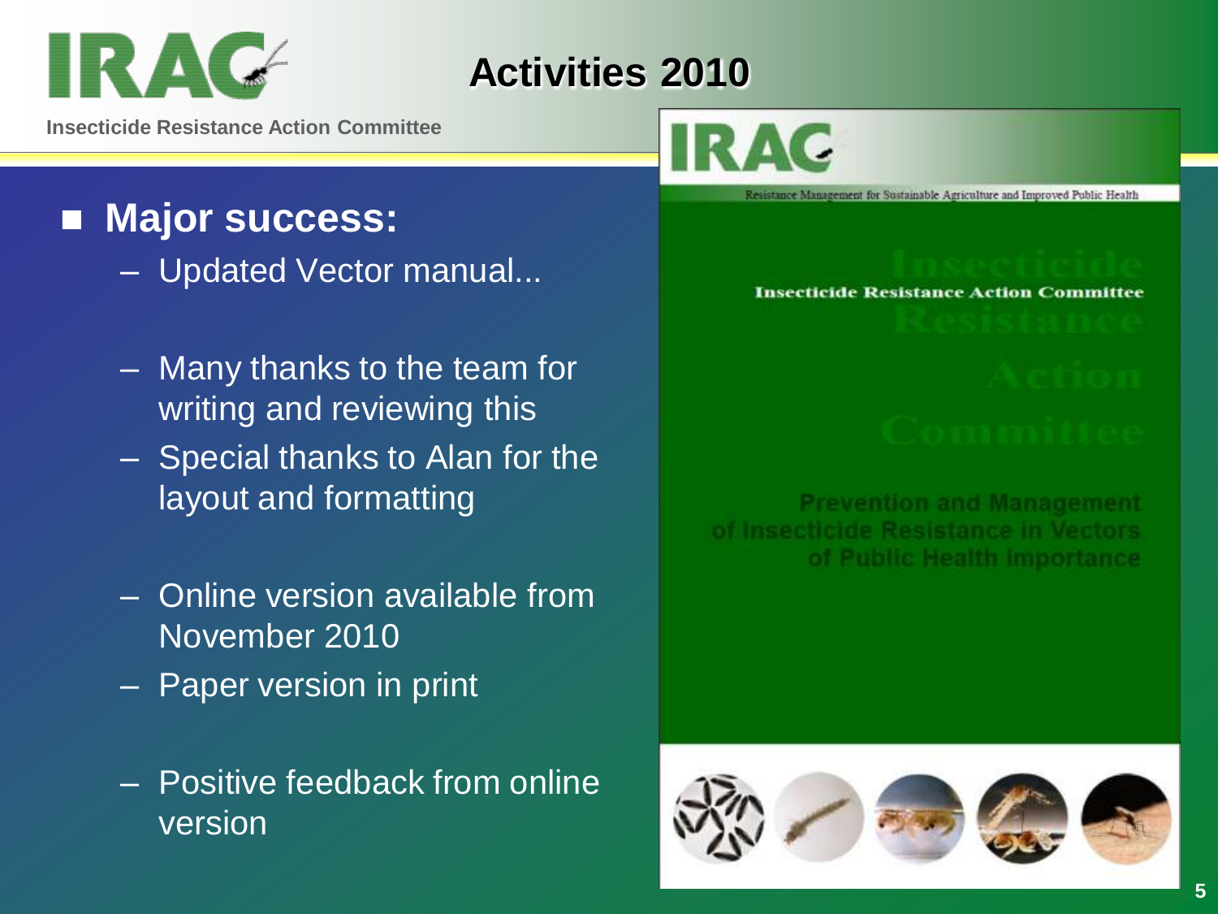# Activities 2010

- **Major success:**
  - Updated Vector manual...
  - Many thanks to the team for writing and reviewing this
  - Special thanks to Alan for the layout and formatting
  - Online version available from November 2010
  - Paper version in print
  - Positive feedback from online version

IRAC

Resistance Management for Sustainable Agriculture and Improved Public Health

Insecticide Resistance Action Committee

Prevention and Management of Insecticide Resistance in Vectors of Public Health Importance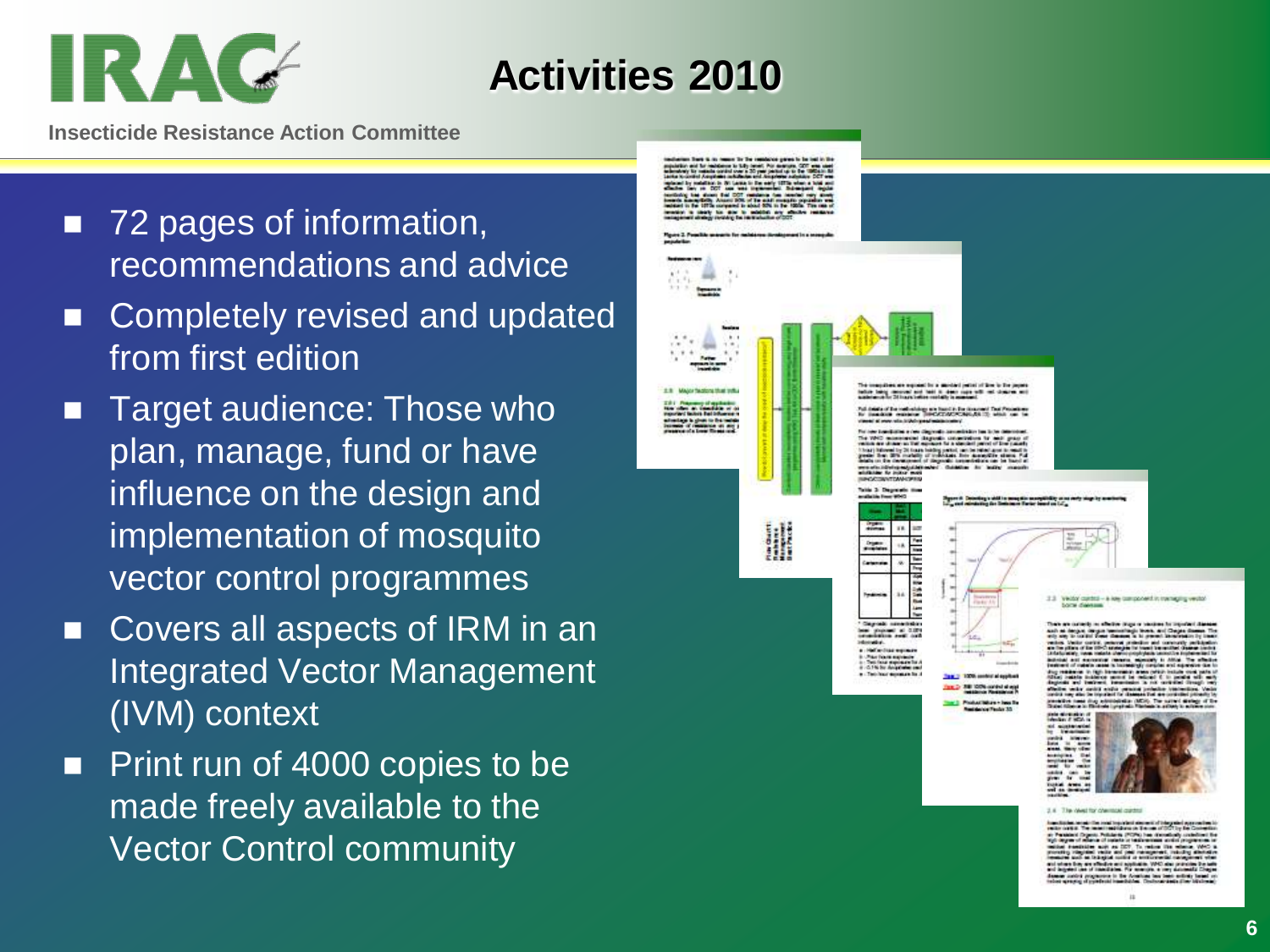# Activities 2010

- 72 pages of information, recommendations and advice
- Completely revised and updated from first edition
- Target audience: Those who plan, manage, fund or have influence on the design and implementation of mosquito vector control programmes
- Covers all aspects of IRM in an Integrated Vector Management (IVM) context
- Print run of 4000 copies to be made freely available to the Vector Control community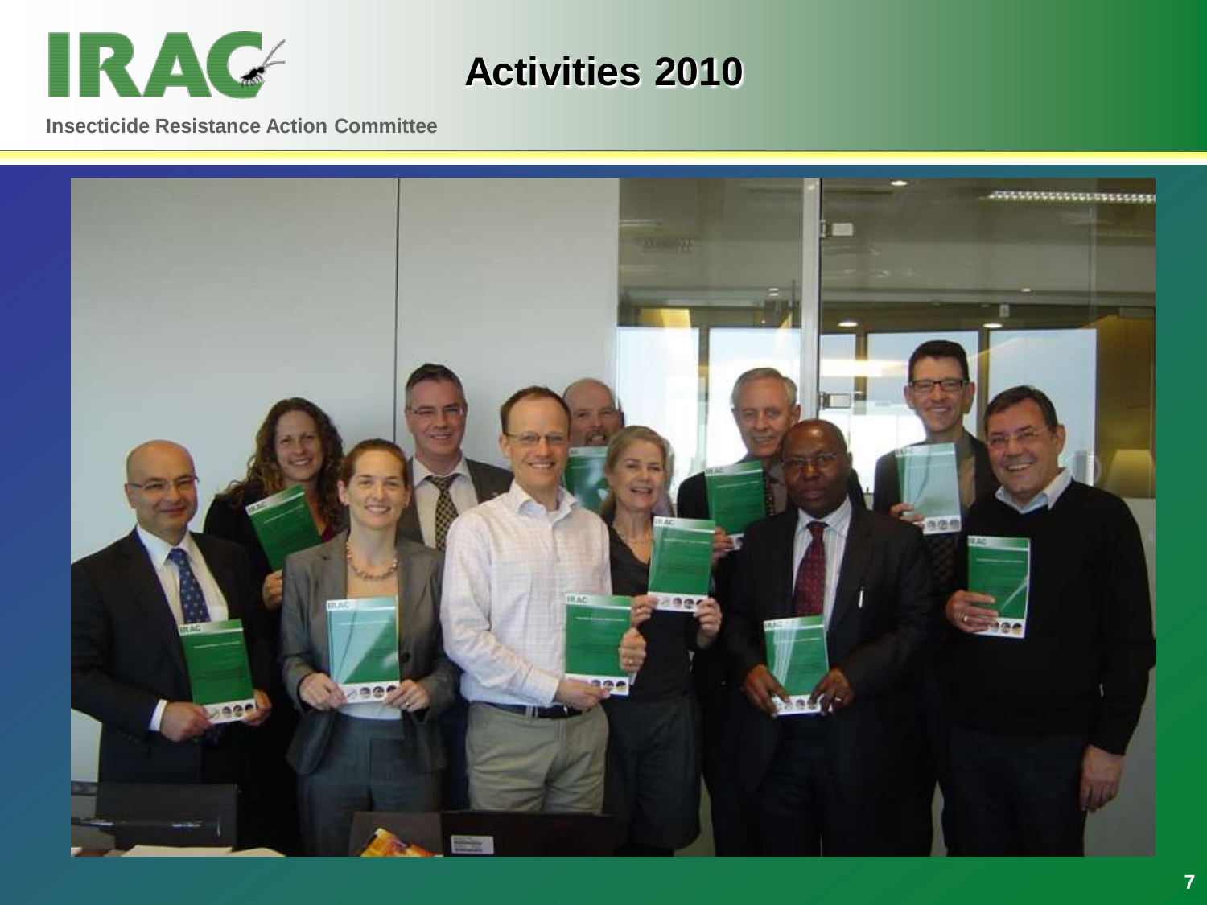# Activities 2010

IRAC

Insecticide Resistance Action Committee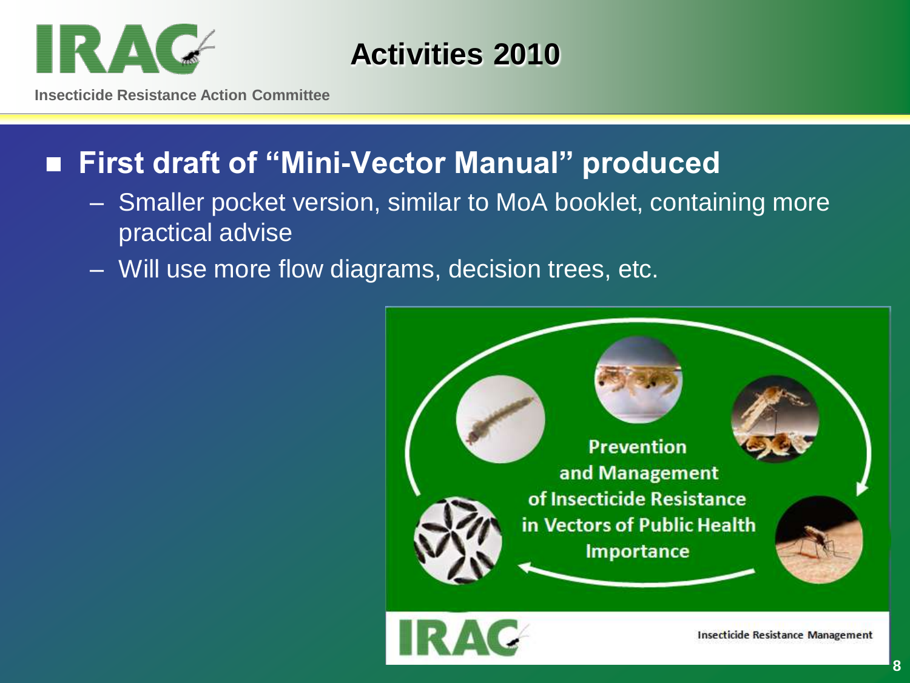# Activities 2010

- **First draft of "Mini-Vector Manual" produced**
  - Smaller pocket version, similar to MoA booklet, containing more practical advise
  - Will use more flow diagrams, decision trees, etc.

Prevention and Management of Insecticide Resistance in Vectors of Public Health Importance

IRAC

Insecticide Resistance Management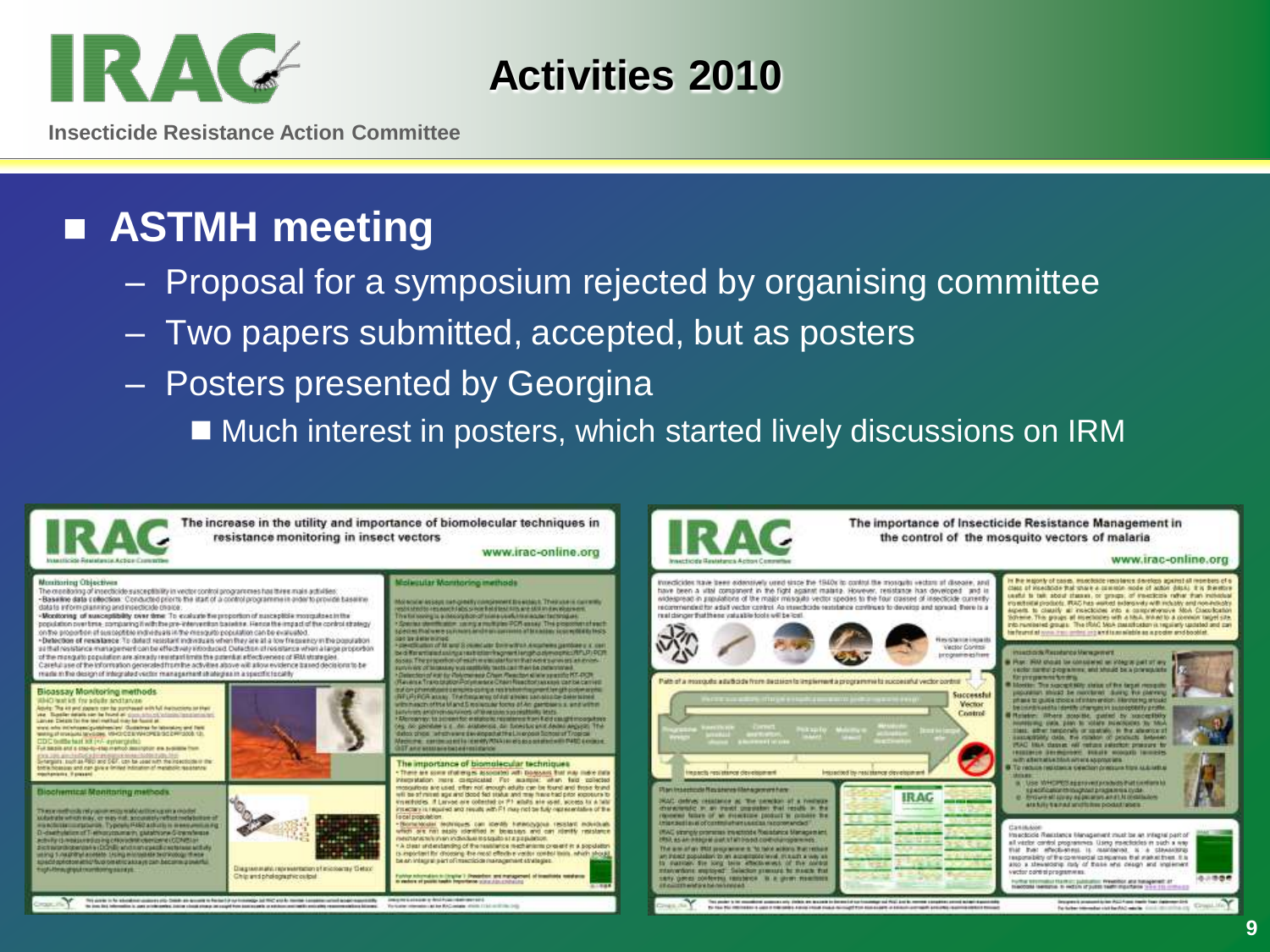# Activities 2010

IRAC – Insecticide Resistance Action Committee

## ASTMH meeting

- Proposal for a symposium rejected by organising committee
- Two papers submitted, accepted, but as posters
- Posters presented by Georgina
  - Much interest in posters, which started lively discussions on IRM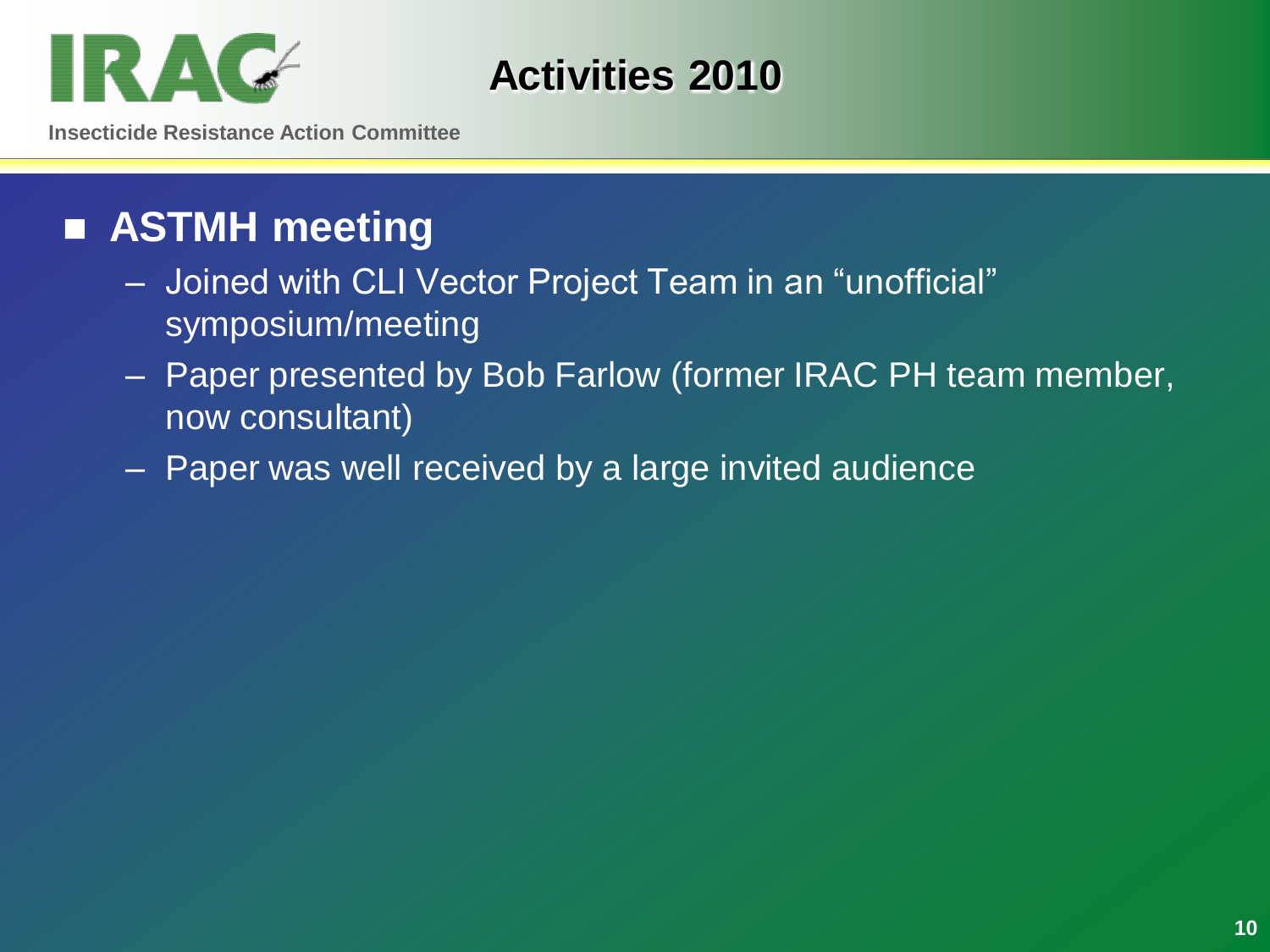# Activities 2010

- **ASTMH meeting**
  - Joined with CLI Vector Project Team in an "unofficial" symposium/meeting
  - Paper presented by Bob Farlow (former IRAC PH team member, now consultant)
  - Paper was well received by a large invited audience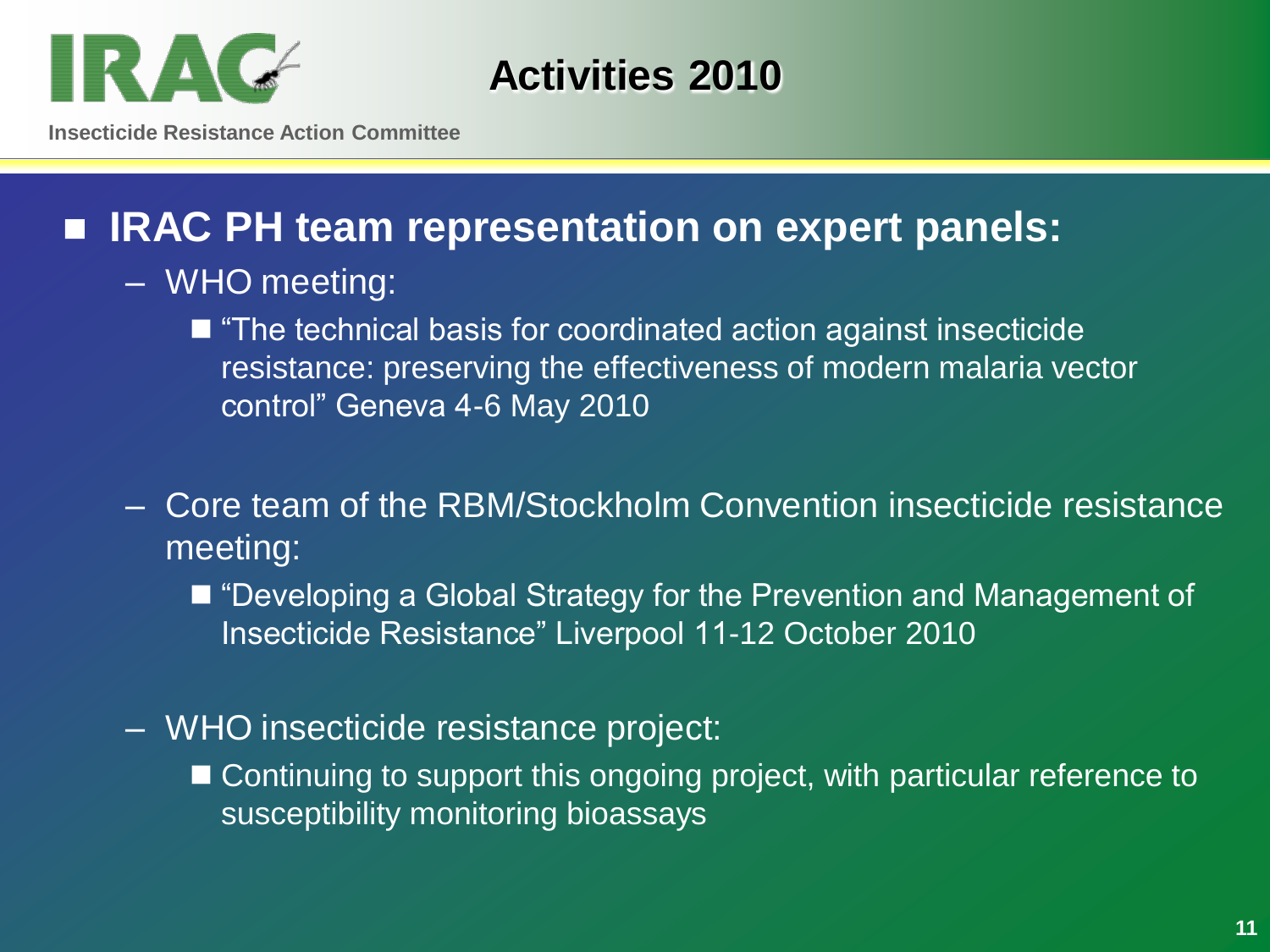# Activities 2010

**Insecticide Resistance Action Committee**

## IRAC PH team representation on expert panels:

- WHO meeting:
  - "The technical basis for coordinated action against insecticide resistance: preserving the effectiveness of modern malaria vector control" Geneva 4-6 May 2010
- Core team of the RBM/Stockholm Convention insecticide resistance meeting:
  - "Developing a Global Strategy for the Prevention and Management of Insecticide Resistance" Liverpool 11-12 October 2010
- WHO insecticide resistance project:
  - Continuing to support this ongoing project, with particular reference to susceptibility monitoring bioassays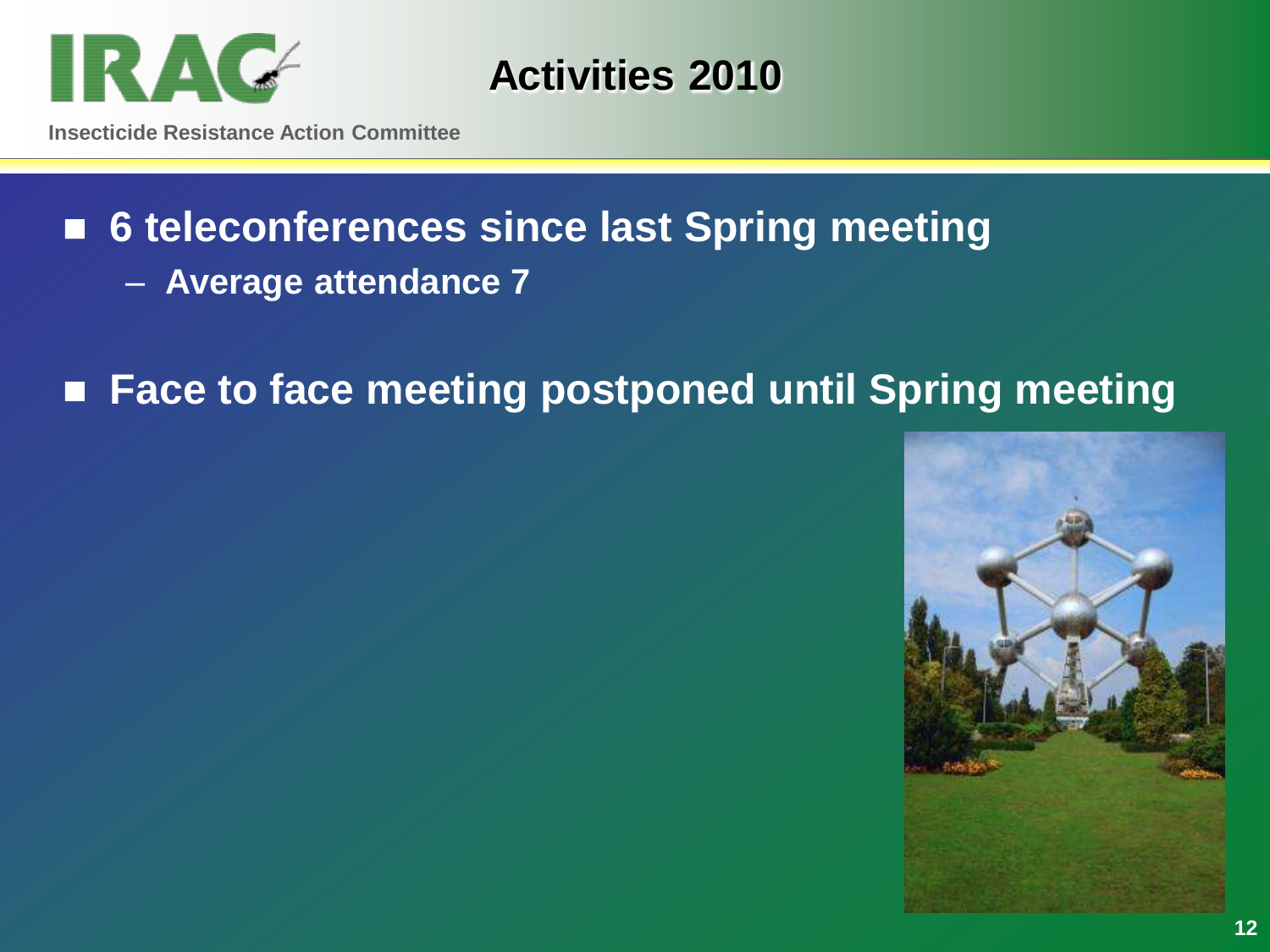# Activities 2010

- **6 teleconferences since last Spring meeting**
  - **Average attendance 7**
- **Face to face meeting postponed until Spring meeting**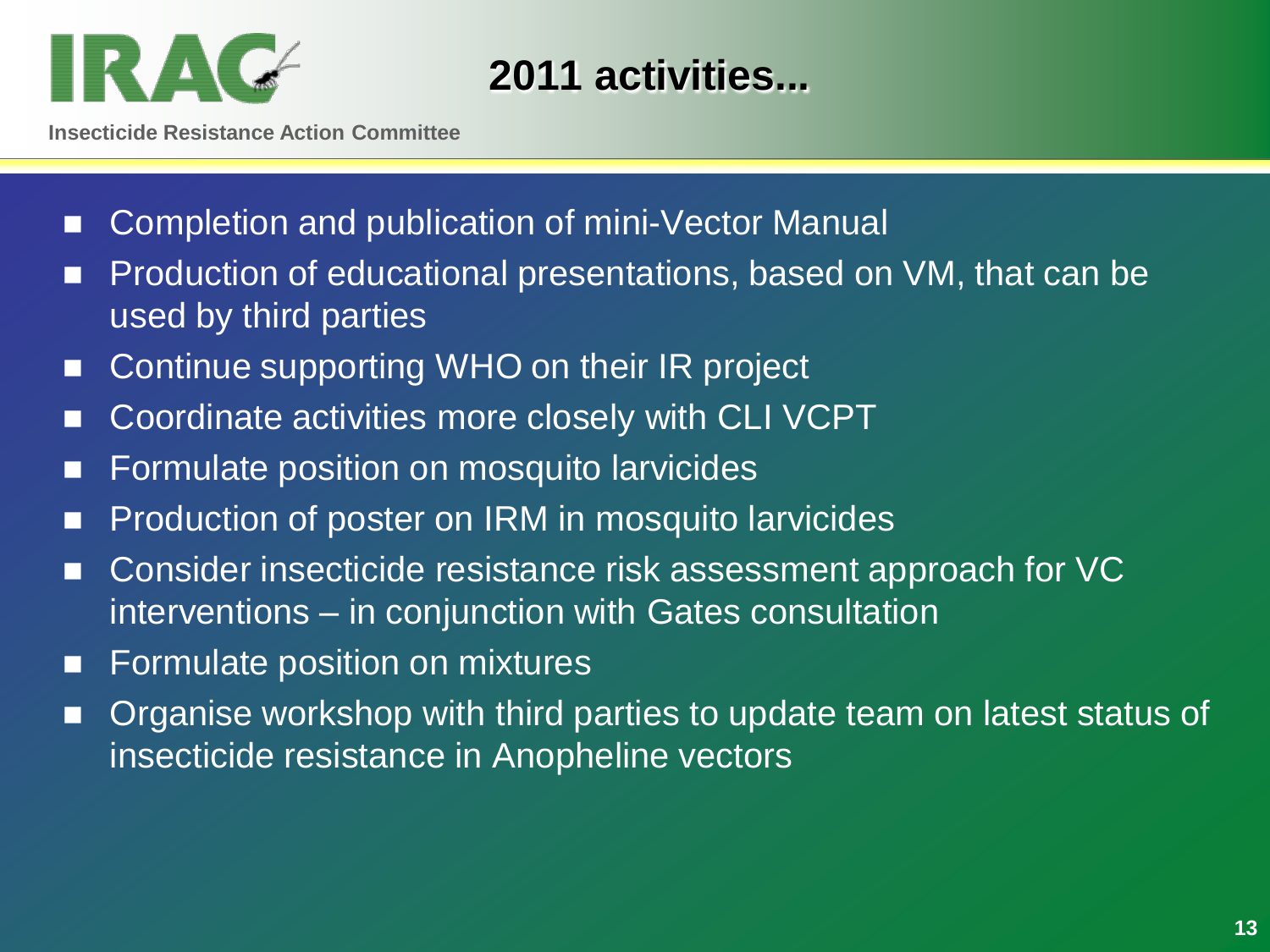# 2011 activities...

IRAC

Insecticide Resistance Action Committee

- Completion and publication of mini-Vector Manual
- Production of educational presentations, based on VM, that can be used by third parties
- Continue supporting WHO on their IR project
- Coordinate activities more closely with CLI VCPT
- Formulate position on mosquito larvicides
- Production of poster on IRM in mosquito larvicides
- Consider insecticide resistance risk assessment approach for VC interventions – in conjunction with Gates consultation
- Formulate position on mixtures
- Organise workshop with third parties to update team on latest status of insecticide resistance in Anopheline vectors